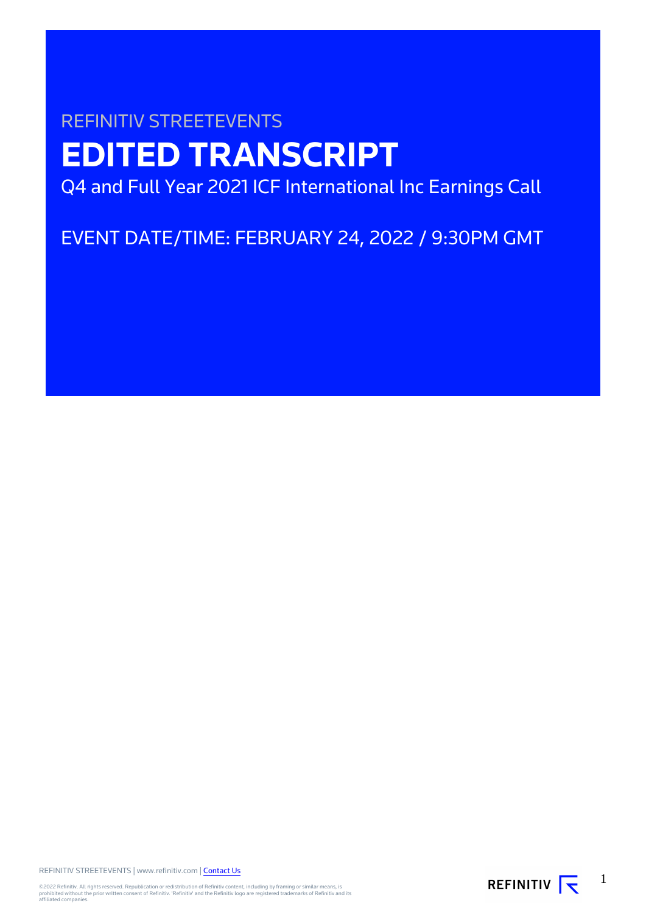REFINITIV STREETEVENTS

# EDITED TRANSCRIPT

Q4 and Full Year 2021 ICF International Inc Earnings Call

EVENT DATE/TIME: FEBRUARY 24, 2022 / 9:30PM GMT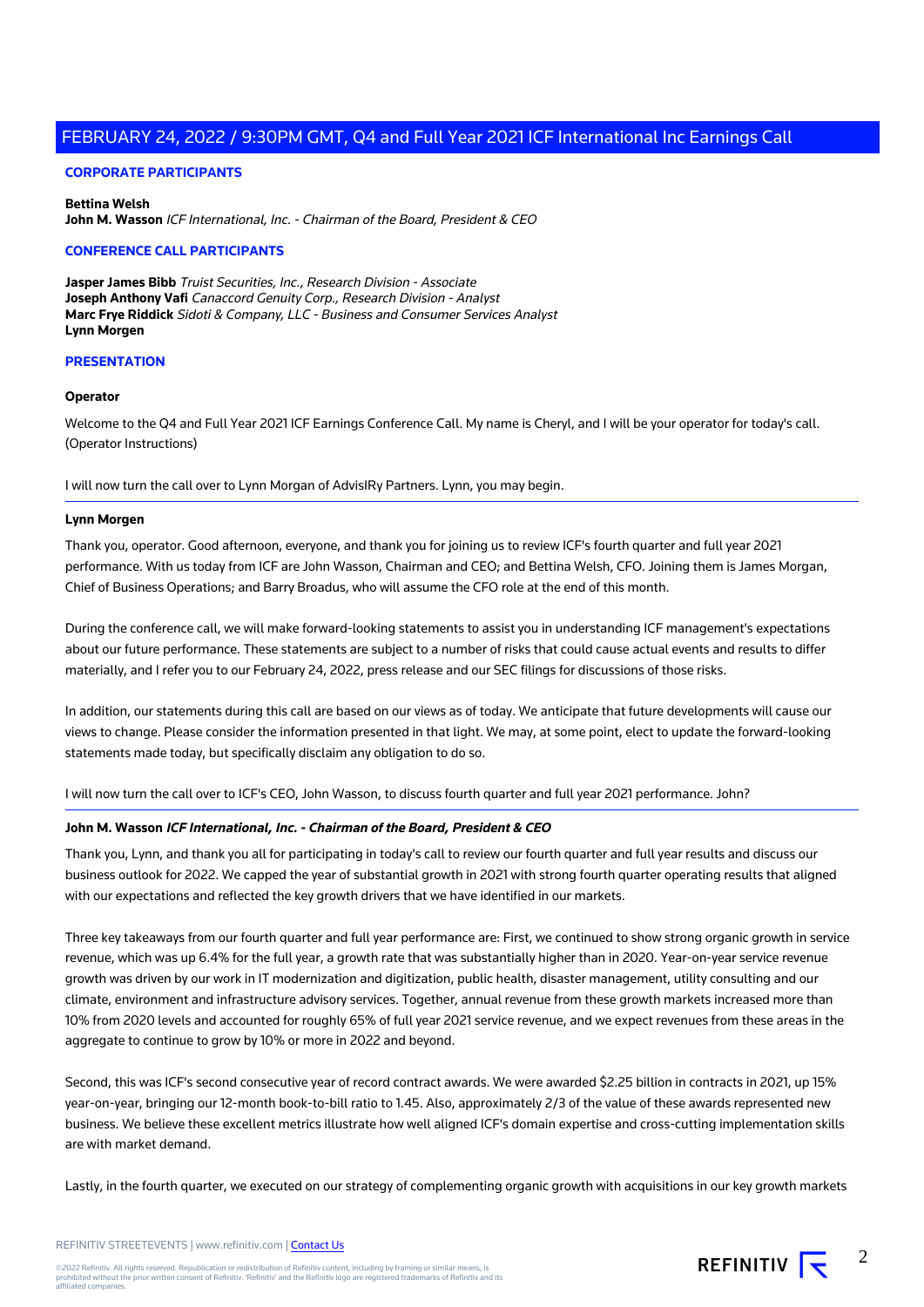## FEBRUARY 24, 2022 / 9:30PM GMT, Q4 and Full Year 2021 ICF International Inc Earnings Call

### CORPORATE PARTICIPANTS

**Bettina Welsh**
**John M. Wasson** *ICF International, Inc. - Chairman of the Board, President & CEO*

### CONFERENCE CALL PARTICIPANTS

**Jasper James Bibb** *Truist Securities, Inc., Research Division - Associate*
**Joseph Anthony Vafi** *Canaccord Genuity Corp., Research Division - Analyst*
**Marc Frye Riddick** *Sidoti & Company, LLC - Business and Consumer Services Analyst*
**Lynn Morgen**

### PRESENTATION

**Operator**

Welcome to the Q4 and Full Year 2021 ICF Earnings Conference Call. My name is Cheryl, and I will be your operator for today's call. (Operator Instructions)

I will now turn the call over to Lynn Morgan of AdvisIRy Partners. Lynn, you may begin.

---

**Lynn Morgen**

Thank you, operator. Good afternoon, everyone, and thank you for joining us to review ICF's fourth quarter and full year 2021 performance. With us today from ICF are John Wasson, Chairman and CEO; and Bettina Welsh, CFO. Joining them is James Morgan, Chief of Business Operations; and Barry Broadus, who will assume the CFO role at the end of this month.

During the conference call, we will make forward-looking statements to assist you in understanding ICF management's expectations about our future performance. These statements are subject to a number of risks that could cause actual events and results to differ materially, and I refer you to our February 24, 2022, press release and our SEC filings for discussions of those risks.

In addition, our statements during this call are based on our views as of today. We anticipate that future developments will cause our views to change. Please consider the information presented in that light. We may, at some point, elect to update the forward-looking statements made today, but specifically disclaim any obligation to do so.

I will now turn the call over to ICF's CEO, John Wasson, to discuss fourth quarter and full year 2021 performance. John?

---

**John M. Wasson** ***ICF International, Inc. - Chairman of the Board, President & CEO***

Thank you, Lynn, and thank you all for participating in today's call to review our fourth quarter and full year results and discuss our business outlook for 2022. We capped the year of substantial growth in 2021 with strong fourth quarter operating results that aligned with our expectations and reflected the key growth drivers that we have identified in our markets.

Three key takeaways from our fourth quarter and full year performance are: First, we continued to show strong organic growth in service revenue, which was up 6.4% for the full year, a growth rate that was substantially higher than in 2020. Year-on-year service revenue growth was driven by our work in IT modernization and digitization, public health, disaster management, utility consulting and our climate, environment and infrastructure advisory services. Together, annual revenue from these growth markets increased more than 10% from 2020 levels and accounted for roughly 65% of full year 2021 service revenue, and we expect revenues from these areas in the aggregate to continue to grow by 10% or more in 2022 and beyond.

Second, this was ICF's second consecutive year of record contract awards. We were awarded $2.25 billion in contracts in 2021, up 15% year-on-year, bringing our 12-month book-to-bill ratio to 1.45. Also, approximately 2/3 of the value of these awards represented new business. We believe these excellent metrics illustrate how well aligned ICF's domain expertise and cross-cutting implementation skills are with market demand.

Lastly, in the fourth quarter, we executed on our strategy of complementing organic growth with acquisitions in our key growth markets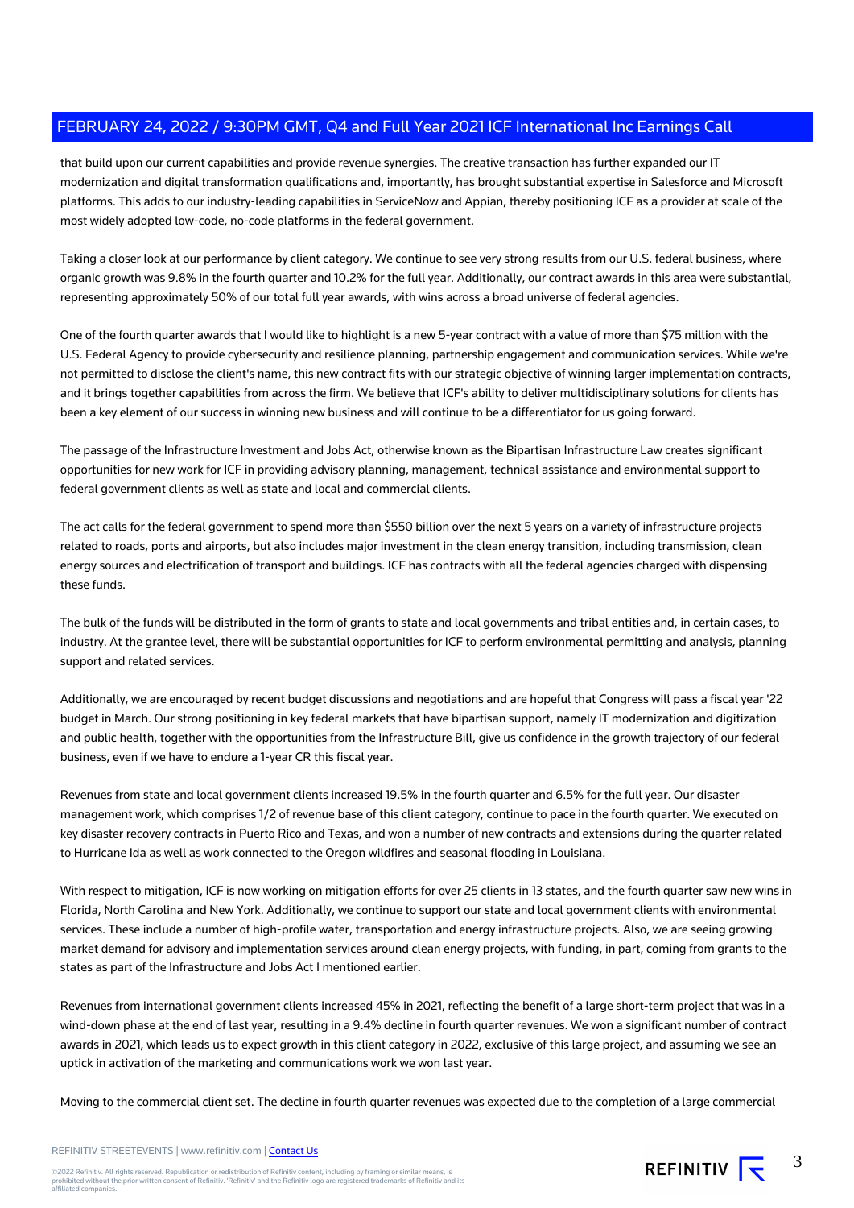that build upon our current capabilities and provide revenue synergies. The creative transaction has further expanded our IT modernization and digital transformation qualifications and, importantly, has brought substantial expertise in Salesforce and Microsoft platforms. This adds to our industry-leading capabilities in ServiceNow and Appian, thereby positioning ICF as a provider at scale of the most widely adopted low-code, no-code platforms in the federal government.

Taking a closer look at our performance by client category. We continue to see very strong results from our U.S. federal business, where organic growth was 9.8% in the fourth quarter and 10.2% for the full year. Additionally, our contract awards in this area were substantial, representing approximately 50% of our total full year awards, with wins across a broad universe of federal agencies.

One of the fourth quarter awards that I would like to highlight is a new 5-year contract with a value of more than $75 million with the U.S. Federal Agency to provide cybersecurity and resilience planning, partnership engagement and communication services. While we're not permitted to disclose the client's name, this new contract fits with our strategic objective of winning larger implementation contracts, and it brings together capabilities from across the firm. We believe that ICF's ability to deliver multidisciplinary solutions for clients has been a key element of our success in winning new business and will continue to be a differentiator for us going forward.

The passage of the Infrastructure Investment and Jobs Act, otherwise known as the Bipartisan Infrastructure Law creates significant opportunities for new work for ICF in providing advisory planning, management, technical assistance and environmental support to federal government clients as well as state and local and commercial clients.

The act calls for the federal government to spend more than $550 billion over the next 5 years on a variety of infrastructure projects related to roads, ports and airports, but also includes major investment in the clean energy transition, including transmission, clean energy sources and electrification of transport and buildings. ICF has contracts with all the federal agencies charged with dispensing these funds.

The bulk of the funds will be distributed in the form of grants to state and local governments and tribal entities and, in certain cases, to industry. At the grantee level, there will be substantial opportunities for ICF to perform environmental permitting and analysis, planning support and related services.

Additionally, we are encouraged by recent budget discussions and negotiations and are hopeful that Congress will pass a fiscal year '22 budget in March. Our strong positioning in key federal markets that have bipartisan support, namely IT modernization and digitization and public health, together with the opportunities from the Infrastructure Bill, give us confidence in the growth trajectory of our federal business, even if we have to endure a 1-year CR this fiscal year.

Revenues from state and local government clients increased 19.5% in the fourth quarter and 6.5% for the full year. Our disaster management work, which comprises 1/2 of revenue base of this client category, continue to pace in the fourth quarter. We executed on key disaster recovery contracts in Puerto Rico and Texas, and won a number of new contracts and extensions during the quarter related to Hurricane Ida as well as work connected to the Oregon wildfires and seasonal flooding in Louisiana.

With respect to mitigation, ICF is now working on mitigation efforts for over 25 clients in 13 states, and the fourth quarter saw new wins in Florida, North Carolina and New York. Additionally, we continue to support our state and local government clients with environmental services. These include a number of high-profile water, transportation and energy infrastructure projects. Also, we are seeing growing market demand for advisory and implementation services around clean energy projects, with funding, in part, coming from grants to the states as part of the Infrastructure and Jobs Act I mentioned earlier.

Revenues from international government clients increased 45% in 2021, reflecting the benefit of a large short-term project that was in a wind-down phase at the end of last year, resulting in a 9.4% decline in fourth quarter revenues. We won a significant number of contract awards in 2021, which leads us to expect growth in this client category in 2022, exclusive of this large project, and assuming we see an uptick in activation of the marketing and communications work we won last year.

Moving to the commercial client set. The decline in fourth quarter revenues was expected due to the completion of a large commercial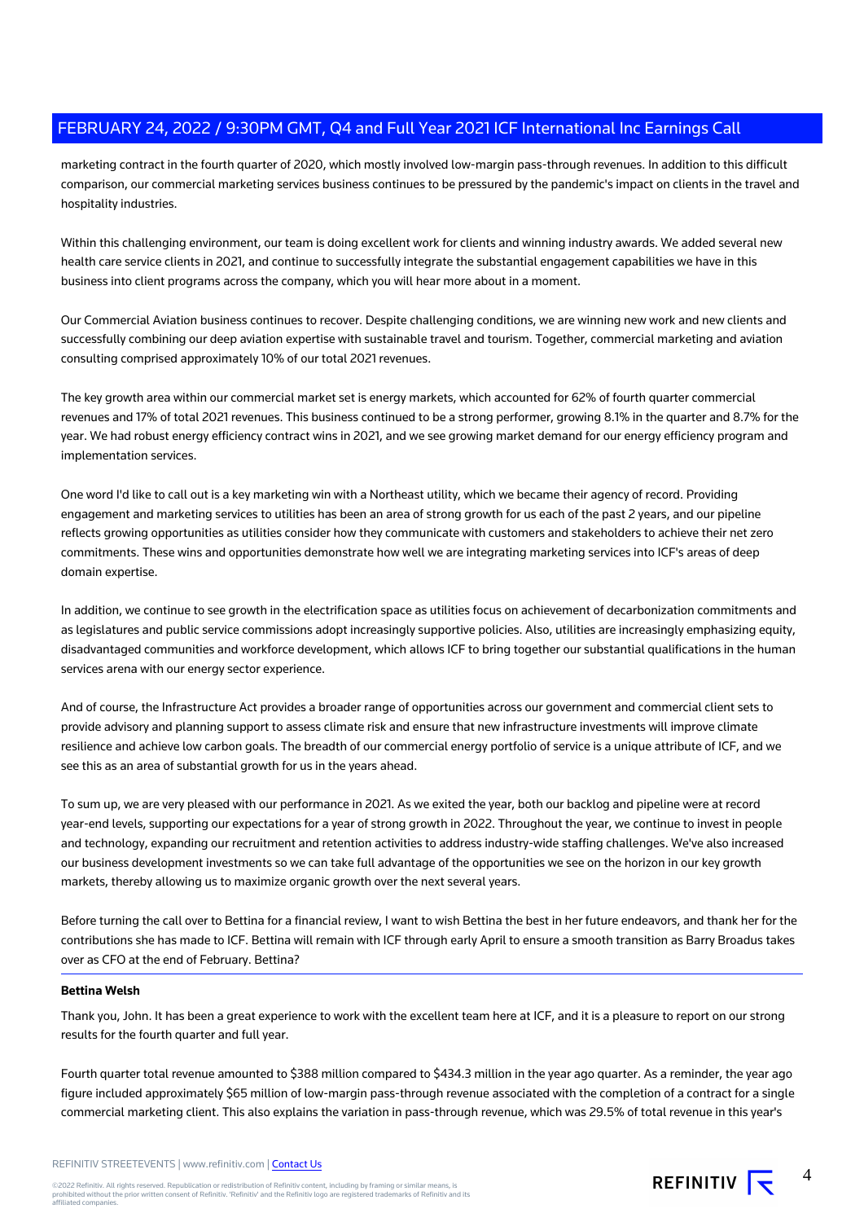marketing contract in the fourth quarter of 2020, which mostly involved low-margin pass-through revenues. In addition to this difficult comparison, our commercial marketing services business continues to be pressured by the pandemic's impact on clients in the travel and hospitality industries.

Within this challenging environment, our team is doing excellent work for clients and winning industry awards. We added several new health care service clients in 2021, and continue to successfully integrate the substantial engagement capabilities we have in this business into client programs across the company, which you will hear more about in a moment.

Our Commercial Aviation business continues to recover. Despite challenging conditions, we are winning new work and new clients and successfully combining our deep aviation expertise with sustainable travel and tourism. Together, commercial marketing and aviation consulting comprised approximately 10% of our total 2021 revenues.

The key growth area within our commercial market set is energy markets, which accounted for 62% of fourth quarter commercial revenues and 17% of total 2021 revenues. This business continued to be a strong performer, growing 8.1% in the quarter and 8.7% for the year. We had robust energy efficiency contract wins in 2021, and we see growing market demand for our energy efficiency program and implementation services.

One word I'd like to call out is a key marketing win with a Northeast utility, which we became their agency of record. Providing engagement and marketing services to utilities has been an area of strong growth for us each of the past 2 years, and our pipeline reflects growing opportunities as utilities consider how they communicate with customers and stakeholders to achieve their net zero commitments. These wins and opportunities demonstrate how well we are integrating marketing services into ICF's areas of deep domain expertise.

In addition, we continue to see growth in the electrification space as utilities focus on achievement of decarbonization commitments and as legislatures and public service commissions adopt increasingly supportive policies. Also, utilities are increasingly emphasizing equity, disadvantaged communities and workforce development, which allows ICF to bring together our substantial qualifications in the human services arena with our energy sector experience.

And of course, the Infrastructure Act provides a broader range of opportunities across our government and commercial client sets to provide advisory and planning support to assess climate risk and ensure that new infrastructure investments will improve climate resilience and achieve low carbon goals. The breadth of our commercial energy portfolio of service is a unique attribute of ICF, and we see this as an area of substantial growth for us in the years ahead.

To sum up, we are very pleased with our performance in 2021. As we exited the year, both our backlog and pipeline were at record year-end levels, supporting our expectations for a year of strong growth in 2022. Throughout the year, we continue to invest in people and technology, expanding our recruitment and retention activities to address industry-wide staffing challenges. We've also increased our business development investments so we can take full advantage of the opportunities we see on the horizon in our key growth markets, thereby allowing us to maximize organic growth over the next several years.

Before turning the call over to Bettina for a financial review, I want to wish Bettina the best in her future endeavors, and thank her for the contributions she has made to ICF. Bettina will remain with ICF through early April to ensure a smooth transition as Barry Broadus takes over as CFO at the end of February. Bettina?

---

**Bettina Welsh**

Thank you, John. It has been a great experience to work with the excellent team here at ICF, and it is a pleasure to report on our strong results for the fourth quarter and full year.

Fourth quarter total revenue amounted to $388 million compared to $434.3 million in the year ago quarter. As a reminder, the year ago figure included approximately $65 million of low-margin pass-through revenue associated with the completion of a contract for a single commercial marketing client. This also explains the variation in pass-through revenue, which was 29.5% of total revenue in this year's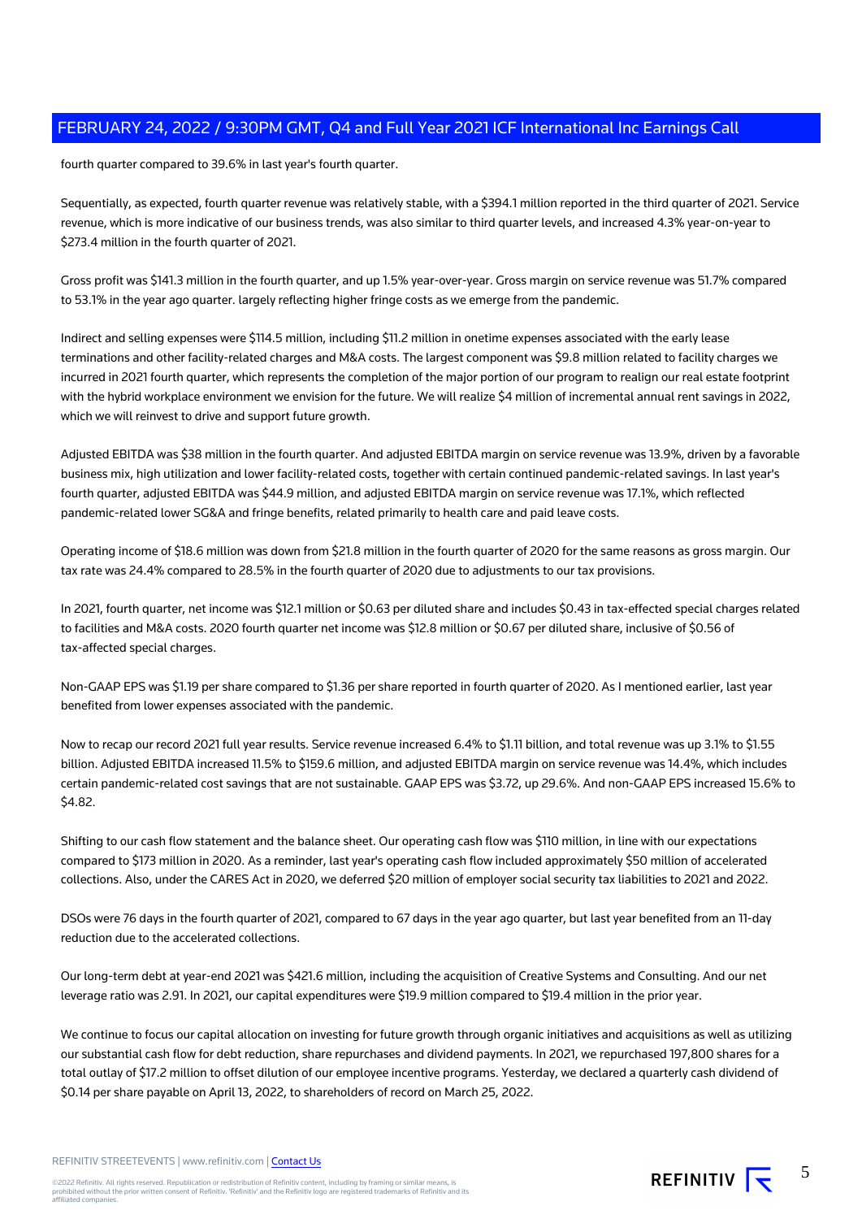fourth quarter compared to 39.6% in last year's fourth quarter.

Sequentially, as expected, fourth quarter revenue was relatively stable, with a $394.1 million reported in the third quarter of 2021. Service revenue, which is more indicative of our business trends, was also similar to third quarter levels, and increased 4.3% year-on-year to $273.4 million in the fourth quarter of 2021.

Gross profit was $141.3 million in the fourth quarter, and up 1.5% year-over-year. Gross margin on service revenue was 51.7% compared to 53.1% in the year ago quarter. largely reflecting higher fringe costs as we emerge from the pandemic.

Indirect and selling expenses were $114.5 million, including $11.2 million in onetime expenses associated with the early lease terminations and other facility-related charges and M&A costs. The largest component was $9.8 million related to facility charges we incurred in 2021 fourth quarter, which represents the completion of the major portion of our program to realign our real estate footprint with the hybrid workplace environment we envision for the future. We will realize $4 million of incremental annual rent savings in 2022, which we will reinvest to drive and support future growth.

Adjusted EBITDA was $38 million in the fourth quarter. And adjusted EBITDA margin on service revenue was 13.9%, driven by a favorable business mix, high utilization and lower facility-related costs, together with certain continued pandemic-related savings. In last year's fourth quarter, adjusted EBITDA was $44.9 million, and adjusted EBITDA margin on service revenue was 17.1%, which reflected pandemic-related lower SG&A and fringe benefits, related primarily to health care and paid leave costs.

Operating income of $18.6 million was down from $21.8 million in the fourth quarter of 2020 for the same reasons as gross margin. Our tax rate was 24.4% compared to 28.5% in the fourth quarter of 2020 due to adjustments to our tax provisions.

In 2021, fourth quarter, net income was $12.1 million or $0.63 per diluted share and includes $0.43 in tax-effected special charges related to facilities and M&A costs. 2020 fourth quarter net income was $12.8 million or $0.67 per diluted share, inclusive of $0.56 of tax-affected special charges.

Non-GAAP EPS was $1.19 per share compared to $1.36 per share reported in fourth quarter of 2020. As I mentioned earlier, last year benefited from lower expenses associated with the pandemic.

Now to recap our record 2021 full year results. Service revenue increased 6.4% to $1.11 billion, and total revenue was up 3.1% to $1.55 billion. Adjusted EBITDA increased 11.5% to $159.6 million, and adjusted EBITDA margin on service revenue was 14.4%, which includes certain pandemic-related cost savings that are not sustainable. GAAP EPS was $3.72, up 29.6%. And non-GAAP EPS increased 15.6% to $4.82.

Shifting to our cash flow statement and the balance sheet. Our operating cash flow was $110 million, in line with our expectations compared to $173 million in 2020. As a reminder, last year's operating cash flow included approximately $50 million of accelerated collections. Also, under the CARES Act in 2020, we deferred $20 million of employer social security tax liabilities to 2021 and 2022.

DSOs were 76 days in the fourth quarter of 2021, compared to 67 days in the year ago quarter, but last year benefited from an 11-day reduction due to the accelerated collections.

Our long-term debt at year-end 2021 was $421.6 million, including the acquisition of Creative Systems and Consulting. And our net leverage ratio was 2.91. In 2021, our capital expenditures were $19.9 million compared to $19.4 million in the prior year.

We continue to focus our capital allocation on investing for future growth through organic initiatives and acquisitions as well as utilizing our substantial cash flow for debt reduction, share repurchases and dividend payments. In 2021, we repurchased 197,800 shares for a total outlay of $17.2 million to offset dilution of our employee incentive programs. Yesterday, we declared a quarterly cash dividend of $0.14 per share payable on April 13, 2022, to shareholders of record on March 25, 2022.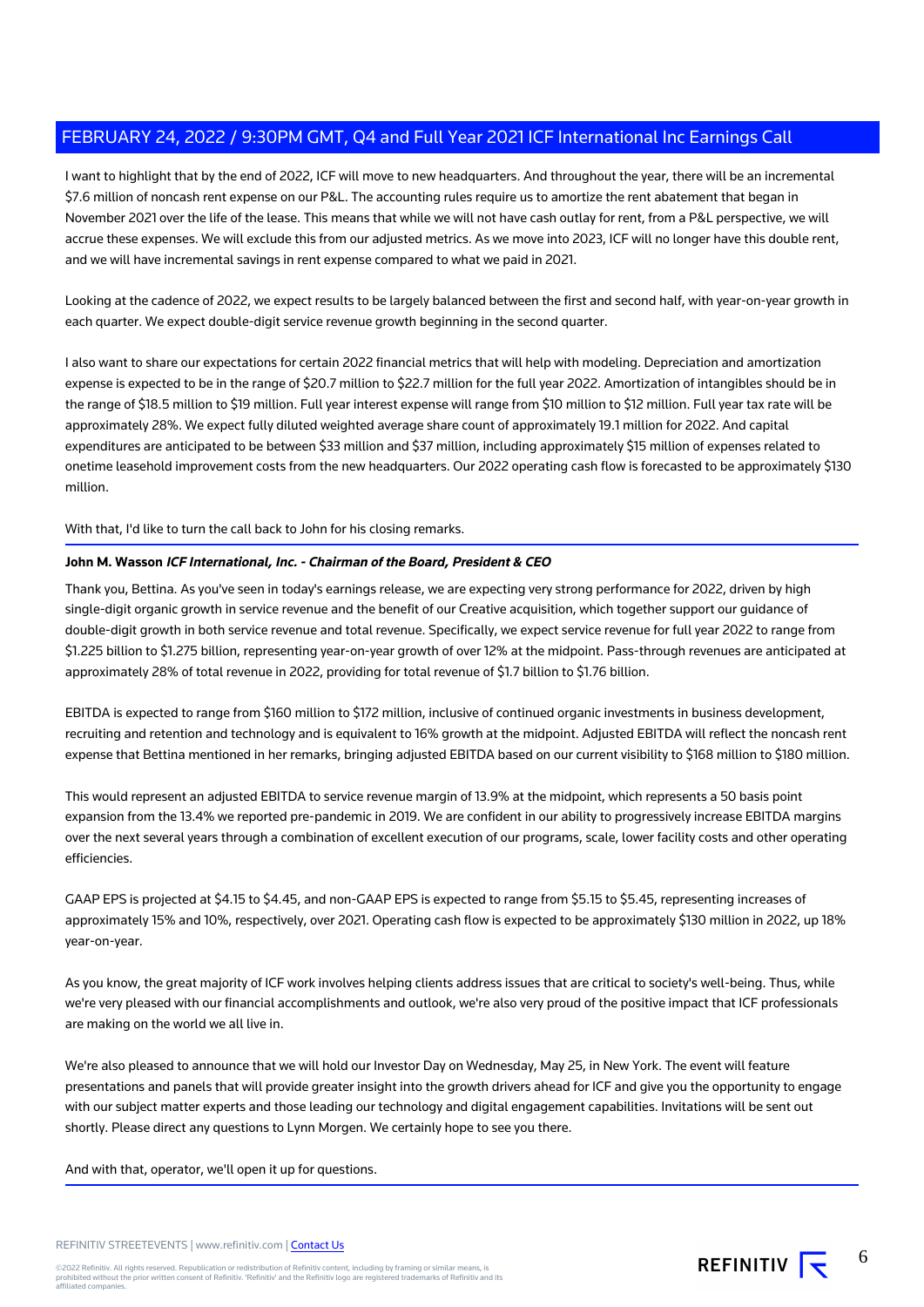I want to highlight that by the end of 2022, ICF will move to new headquarters. And throughout the year, there will be an incremental $7.6 million of noncash rent expense on our P&L. The accounting rules require us to amortize the rent abatement that began in November 2021 over the life of the lease. This means that while we will not have cash outlay for rent, from a P&L perspective, we will accrue these expenses. We will exclude this from our adjusted metrics. As we move into 2023, ICF will no longer have this double rent, and we will have incremental savings in rent expense compared to what we paid in 2021.

Looking at the cadence of 2022, we expect results to be largely balanced between the first and second half, with year-on-year growth in each quarter. We expect double-digit service revenue growth beginning in the second quarter.

I also want to share our expectations for certain 2022 financial metrics that will help with modeling. Depreciation and amortization expense is expected to be in the range of $20.7 million to $22.7 million for the full year 2022. Amortization of intangibles should be in the range of $18.5 million to $19 million. Full year interest expense will range from $10 million to $12 million. Full year tax rate will be approximately 28%. We expect fully diluted weighted average share count of approximately 19.1 million for 2022. And capital expenditures are anticipated to be between $33 million and $37 million, including approximately $15 million of expenses related to onetime leasehold improvement costs from the new headquarters. Our 2022 operating cash flow is forecasted to be approximately $130 million.

With that, I'd like to turn the call back to John for his closing remarks.

**John M. Wasson** ***ICF International, Inc. - Chairman of the Board, President & CEO***

Thank you, Bettina. As you've seen in today's earnings release, we are expecting very strong performance for 2022, driven by high single-digit organic growth in service revenue and the benefit of our Creative acquisition, which together support our guidance of double-digit growth in both service revenue and total revenue. Specifically, we expect service revenue for full year 2022 to range from $1.225 billion to $1.275 billion, representing year-on-year growth of over 12% at the midpoint. Pass-through revenues are anticipated at approximately 28% of total revenue in 2022, providing for total revenue of $1.7 billion to $1.76 billion.

EBITDA is expected to range from $160 million to $172 million, inclusive of continued organic investments in business development, recruiting and retention and technology and is equivalent to 16% growth at the midpoint. Adjusted EBITDA will reflect the noncash rent expense that Bettina mentioned in her remarks, bringing adjusted EBITDA based on our current visibility to $168 million to $180 million.

This would represent an adjusted EBITDA to service revenue margin of 13.9% at the midpoint, which represents a 50 basis point expansion from the 13.4% we reported pre-pandemic in 2019. We are confident in our ability to progressively increase EBITDA margins over the next several years through a combination of excellent execution of our programs, scale, lower facility costs and other operating efficiencies.

GAAP EPS is projected at $4.15 to $4.45, and non-GAAP EPS is expected to range from $5.15 to $5.45, representing increases of approximately 15% and 10%, respectively, over 2021. Operating cash flow is expected to be approximately $130 million in 2022, up 18% year-on-year.

As you know, the great majority of ICF work involves helping clients address issues that are critical to society's well-being. Thus, while we're very pleased with our financial accomplishments and outlook, we're also very proud of the positive impact that ICF professionals are making on the world we all live in.

We're also pleased to announce that we will hold our Investor Day on Wednesday, May 25, in New York. The event will feature presentations and panels that will provide greater insight into the growth drivers ahead for ICF and give you the opportunity to engage with our subject matter experts and those leading our technology and digital engagement capabilities. Invitations will be sent out shortly. Please direct any questions to Lynn Morgen. We certainly hope to see you there.

And with that, operator, we'll open it up for questions.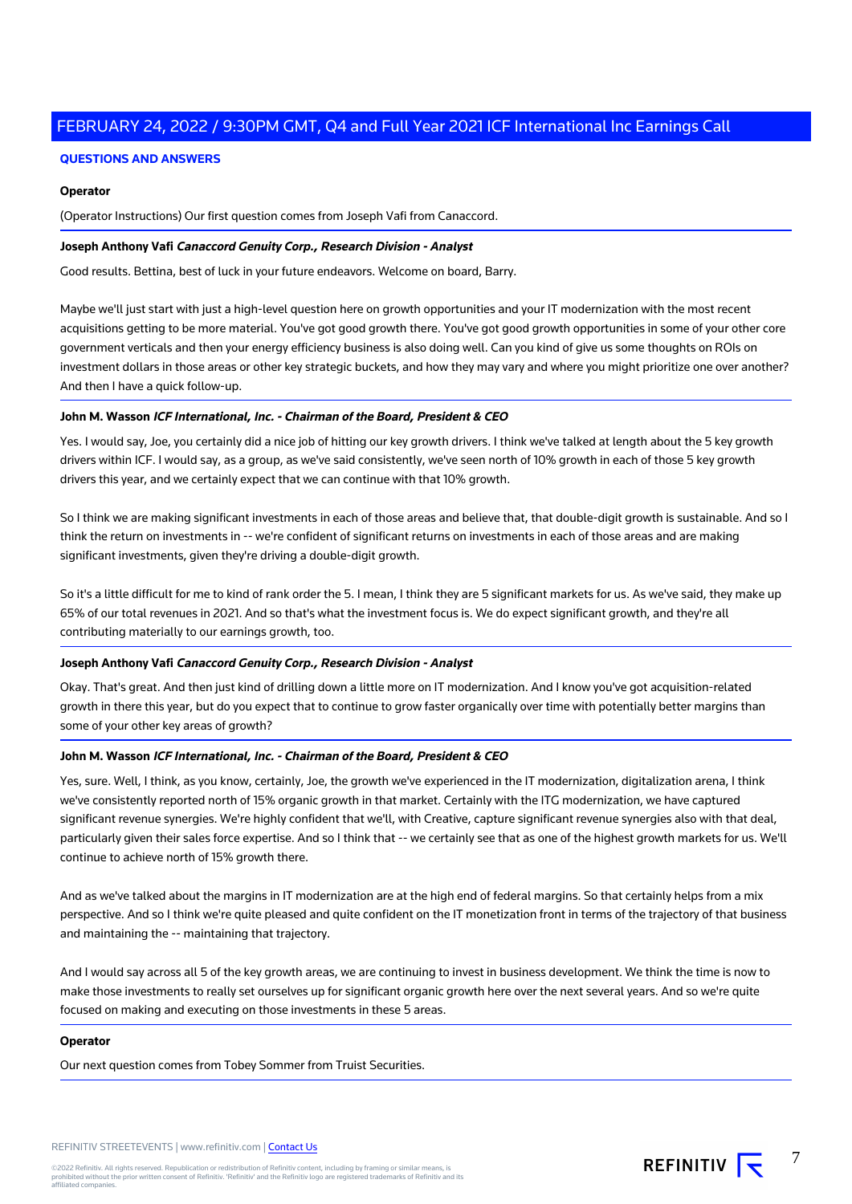## QUESTIONS AND ANSWERS

**Operator**

(Operator Instructions) Our first question comes from Joseph Vafi from Canaccord.

**Joseph Anthony Vafi** ***Canaccord Genuity Corp., Research Division - Analyst***

Good results. Bettina, best of luck in your future endeavors. Welcome on board, Barry.

Maybe we'll just start with just a high-level question here on growth opportunities and your IT modernization with the most recent acquisitions getting to be more material. You've got good growth there. You've got good growth opportunities in some of your other core government verticals and then your energy efficiency business is also doing well. Can you kind of give us some thoughts on ROIs on investment dollars in those areas or other key strategic buckets, and how they may vary and where you might prioritize one over another? And then I have a quick follow-up.

**John M. Wasson** ***ICF International, Inc. - Chairman of the Board, President & CEO***

Yes. I would say, Joe, you certainly did a nice job of hitting our key growth drivers. I think we've talked at length about the 5 key growth drivers within ICF. I would say, as a group, as we've said consistently, we've seen north of 10% growth in each of those 5 key growth drivers this year, and we certainly expect that we can continue with that 10% growth.

So I think we are making significant investments in each of those areas and believe that, that double-digit growth is sustainable. And so I think the return on investments in -- we're confident of significant returns on investments in each of those areas and are making significant investments, given they're driving a double-digit growth.

So it's a little difficult for me to kind of rank order the 5. I mean, I think they are 5 significant markets for us. As we've said, they make up 65% of our total revenues in 2021. And so that's what the investment focus is. We do expect significant growth, and they're all contributing materially to our earnings growth, too.

**Joseph Anthony Vafi** ***Canaccord Genuity Corp., Research Division - Analyst***

Okay. That's great. And then just kind of drilling down a little more on IT modernization. And I know you've got acquisition-related growth in there this year, but do you expect that to continue to grow faster organically over time with potentially better margins than some of your other key areas of growth?

**John M. Wasson** ***ICF International, Inc. - Chairman of the Board, President & CEO***

Yes, sure. Well, I think, as you know, certainly, Joe, the growth we've experienced in the IT modernization, digitalization arena, I think we've consistently reported north of 15% organic growth in that market. Certainly with the ITG modernization, we have captured significant revenue synergies. We're highly confident that we'll, with Creative, capture significant revenue synergies also with that deal, particularly given their sales force expertise. And so I think that -- we certainly see that as one of the highest growth markets for us. We'll continue to achieve north of 15% growth there.

And as we've talked about the margins in IT modernization are at the high end of federal margins. So that certainly helps from a mix perspective. And so I think we're quite pleased and quite confident on the IT monetization front in terms of the trajectory of that business and maintaining the -- maintaining that trajectory.

And I would say across all 5 of the key growth areas, we are continuing to invest in business development. We think the time is now to make those investments to really set ourselves up for significant organic growth here over the next several years. And so we're quite focused on making and executing on those investments in these 5 areas.

**Operator**

Our next question comes from Tobey Sommer from Truist Securities.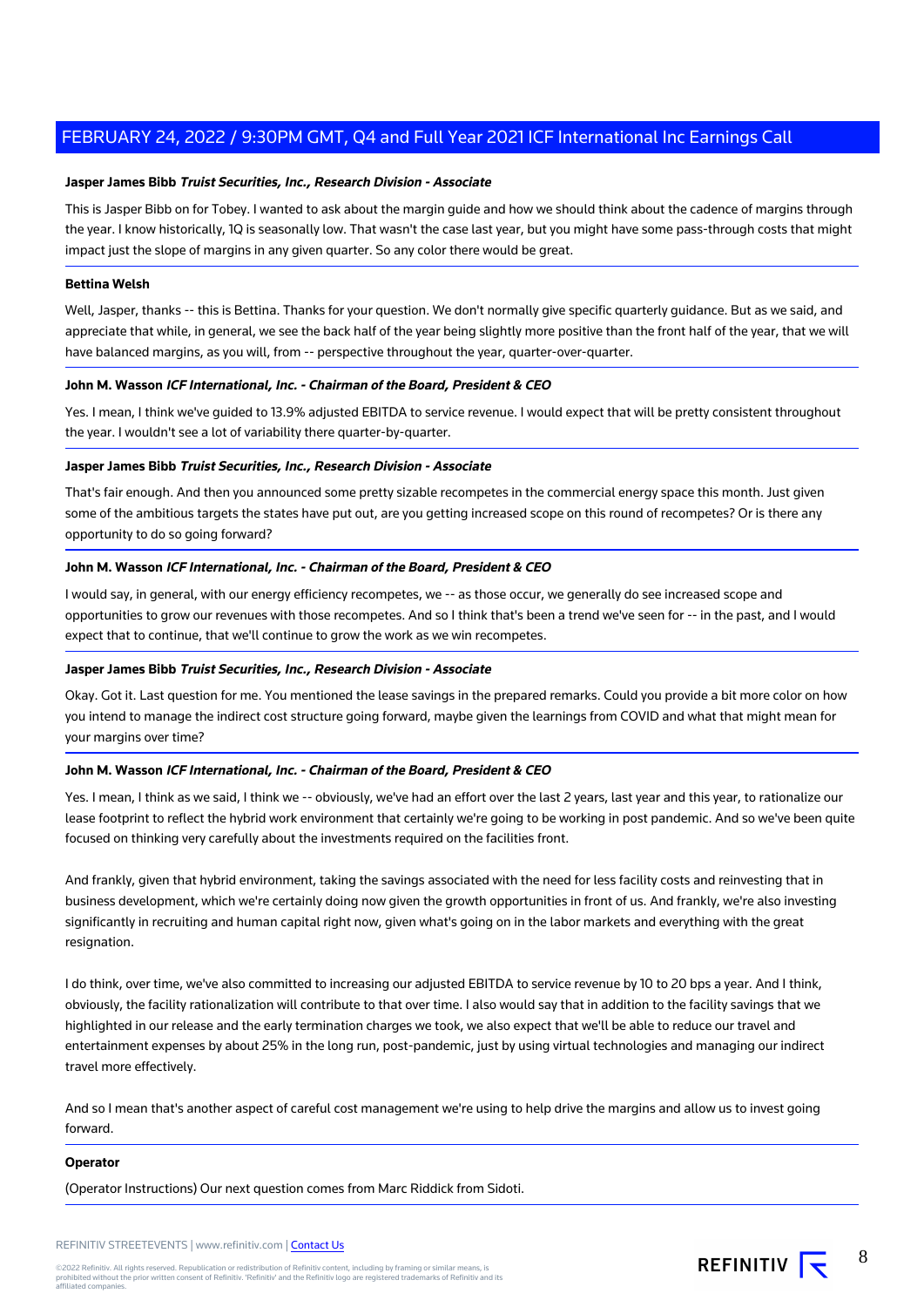**Jasper James Bibb** ***Truist Securities, Inc., Research Division - Associate***

This is Jasper Bibb on for Tobey. I wanted to ask about the margin guide and how we should think about the cadence of margins through the year. I know historically, 1Q is seasonally low. That wasn't the case last year, but you might have some pass-through costs that might impact just the slope of margins in any given quarter. So any color there would be great.

**Bettina Welsh**

Well, Jasper, thanks -- this is Bettina. Thanks for your question. We don't normally give specific quarterly guidance. But as we said, and appreciate that while, in general, we see the back half of the year being slightly more positive than the front half of the year, that we will have balanced margins, as you will, from -- perspective throughout the year, quarter-over-quarter.

**John M. Wasson** ***ICF International, Inc. - Chairman of the Board, President & CEO***

Yes. I mean, I think we've guided to 13.9% adjusted EBITDA to service revenue. I would expect that will be pretty consistent throughout the year. I wouldn't see a lot of variability there quarter-by-quarter.

**Jasper James Bibb** ***Truist Securities, Inc., Research Division - Associate***

That's fair enough. And then you announced some pretty sizable recompetes in the commercial energy space this month. Just given some of the ambitious targets the states have put out, are you getting increased scope on this round of recompetes? Or is there any opportunity to do so going forward?

**John M. Wasson** ***ICF International, Inc. - Chairman of the Board, President & CEO***

I would say, in general, with our energy efficiency recompetes, we -- as those occur, we generally do see increased scope and opportunities to grow our revenues with those recompetes. And so I think that's been a trend we've seen for -- in the past, and I would expect that to continue, that we'll continue to grow the work as we win recompetes.

**Jasper James Bibb** ***Truist Securities, Inc., Research Division - Associate***

Okay. Got it. Last question for me. You mentioned the lease savings in the prepared remarks. Could you provide a bit more color on how you intend to manage the indirect cost structure going forward, maybe given the learnings from COVID and what that might mean for your margins over time?

**John M. Wasson** ***ICF International, Inc. - Chairman of the Board, President & CEO***

Yes. I mean, I think as we said, I think we -- obviously, we've had an effort over the last 2 years, last year and this year, to rationalize our lease footprint to reflect the hybrid work environment that certainly we're going to be working in post pandemic. And so we've been quite focused on thinking very carefully about the investments required on the facilities front.

And frankly, given that hybrid environment, taking the savings associated with the need for less facility costs and reinvesting that in business development, which we're certainly doing now given the growth opportunities in front of us. And frankly, we're also investing significantly in recruiting and human capital right now, given what's going on in the labor markets and everything with the great resignation.

I do think, over time, we've also committed to increasing our adjusted EBITDA to service revenue by 10 to 20 bps a year. And I think, obviously, the facility rationalization will contribute to that over time. I also would say that in addition to the facility savings that we highlighted in our release and the early termination charges we took, we also expect that we'll be able to reduce our travel and entertainment expenses by about 25% in the long run, post-pandemic, just by using virtual technologies and managing our indirect travel more effectively.

And so I mean that's another aspect of careful cost management we're using to help drive the margins and allow us to invest going forward.

**Operator**

(Operator Instructions) Our next question comes from Marc Riddick from Sidoti.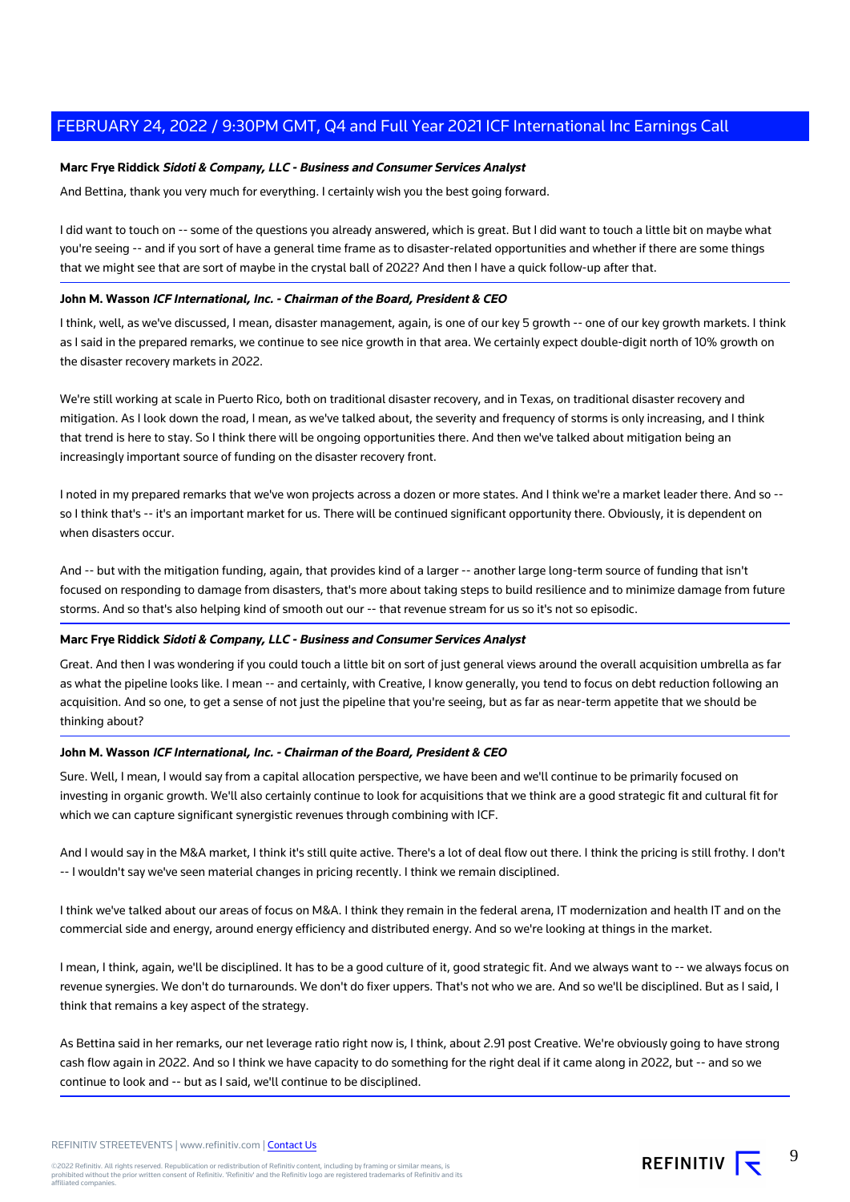**Marc Frye Riddick** ***Sidoti & Company, LLC - Business and Consumer Services Analyst***

And Bettina, thank you very much for everything. I certainly wish you the best going forward.

I did want to touch on -- some of the questions you already answered, which is great. But I did want to touch a little bit on maybe what you're seeing -- and if you sort of have a general time frame as to disaster-related opportunities and whether if there are some things that we might see that are sort of maybe in the crystal ball of 2022? And then I have a quick follow-up after that.

**John M. Wasson** ***ICF International, Inc. - Chairman of the Board, President & CEO***

I think, well, as we've discussed, I mean, disaster management, again, is one of our key 5 growth -- one of our key growth markets. I think as I said in the prepared remarks, we continue to see nice growth in that area. We certainly expect double-digit north of 10% growth on the disaster recovery markets in 2022.

We're still working at scale in Puerto Rico, both on traditional disaster recovery, and in Texas, on traditional disaster recovery and mitigation. As I look down the road, I mean, as we've talked about, the severity and frequency of storms is only increasing, and I think that trend is here to stay. So I think there will be ongoing opportunities there. And then we've talked about mitigation being an increasingly important source of funding on the disaster recovery front.

I noted in my prepared remarks that we've won projects across a dozen or more states. And I think we're a market leader there. And so -- so I think that's -- it's an important market for us. There will be continued significant opportunity there. Obviously, it is dependent on when disasters occur.

And -- but with the mitigation funding, again, that provides kind of a larger -- another large long-term source of funding that isn't focused on responding to damage from disasters, that's more about taking steps to build resilience and to minimize damage from future storms. And so that's also helping kind of smooth out our -- that revenue stream for us so it's not so episodic.

**Marc Frye Riddick** ***Sidoti & Company, LLC - Business and Consumer Services Analyst***

Great. And then I was wondering if you could touch a little bit on sort of just general views around the overall acquisition umbrella as far as what the pipeline looks like. I mean -- and certainly, with Creative, I know generally, you tend to focus on debt reduction following an acquisition. And so one, to get a sense of not just the pipeline that you're seeing, but as far as near-term appetite that we should be thinking about?

**John M. Wasson** ***ICF International, Inc. - Chairman of the Board, President & CEO***

Sure. Well, I mean, I would say from a capital allocation perspective, we have been and we'll continue to be primarily focused on investing in organic growth. We'll also certainly continue to look for acquisitions that we think are a good strategic fit and cultural fit for which we can capture significant synergistic revenues through combining with ICF.

And I would say in the M&A market, I think it's still quite active. There's a lot of deal flow out there. I think the pricing is still frothy. I don't -- I wouldn't say we've seen material changes in pricing recently. I think we remain disciplined.

I think we've talked about our areas of focus on M&A. I think they remain in the federal arena, IT modernization and health IT and on the commercial side and energy, around energy efficiency and distributed energy. And so we're looking at things in the market.

I mean, I think, again, we'll be disciplined. It has to be a good culture of it, good strategic fit. And we always want to -- we always focus on revenue synergies. We don't do turnarounds. We don't do fixer uppers. That's not who we are. And so we'll be disciplined. But as I said, I think that remains a key aspect of the strategy.

As Bettina said in her remarks, our net leverage ratio right now is, I think, about 2.91 post Creative. We're obviously going to have strong cash flow again in 2022. And so I think we have capacity to do something for the right deal if it came along in 2022, but -- and so we continue to look and -- but as I said, we'll continue to be disciplined.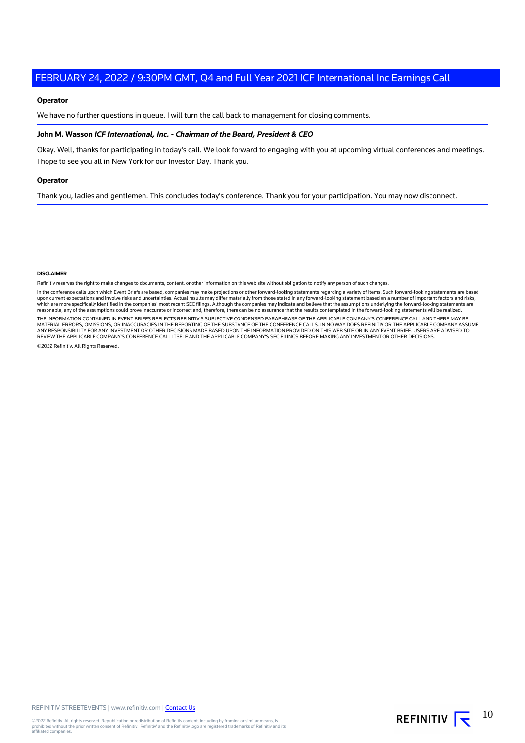**Operator**

We have no further questions in queue. I will turn the call back to management for closing comments.

**John M. Wasson** ***ICF International, Inc. - Chairman of the Board, President & CEO***

Okay. Well, thanks for participating in today's call. We look forward to engaging with you at upcoming virtual conferences and meetings. I hope to see you all in New York for our Investor Day. Thank you.

**Operator**

Thank you, ladies and gentlemen. This concludes today's conference. Thank you for your participation. You may now disconnect.

**DISCLAIMER**

Refinitiv reserves the right to make changes to documents, content, or other information on this web site without obligation to notify any person of such changes.

In the conference calls upon which Event Briefs are based, companies may make projections or other forward-looking statements regarding a variety of items. Such forward-looking statements are based upon current expectations and involve risks and uncertainties. Actual results may differ materially from those stated in any forward-looking statement based on a number of important factors and risks, which are more specifically identified in the companies' most recent SEC filings. Although the companies may indicate and believe that the assumptions underlying the forward-looking statements are reasonable, any of the assumptions could prove inaccurate or incorrect and, therefore, there can be no assurance that the results contemplated in the forward-looking statements will be realized.

THE INFORMATION CONTAINED IN EVENT BRIEFS REFLECTS REFINITIV'S SUBJECTIVE CONDENSED PARAPHRASE OF THE APPLICABLE COMPANY'S CONFERENCE CALL AND THERE MAY BE MATERIAL ERRORS, OMISSIONS, OR INACCURACIES IN THE REPORTING OF THE SUBSTANCE OF THE CONFERENCE CALLS. IN NO WAY DOES REFINITIV OR THE APPLICABLE COMPANY ASSUME ANY RESPONSIBILITY FOR ANY INVESTMENT OR OTHER DECISIONS MADE BASED UPON THE INFORMATION PROVIDED ON THIS WEB SITE OR IN ANY EVENT BRIEF. USERS ARE ADVISED TO REVIEW THE APPLICABLE COMPANY'S CONFERENCE CALL ITSELF AND THE APPLICABLE COMPANY'S SEC FILINGS BEFORE MAKING ANY INVESTMENT OR OTHER DECISIONS.

©2022 Refinitiv. All Rights Reserved.